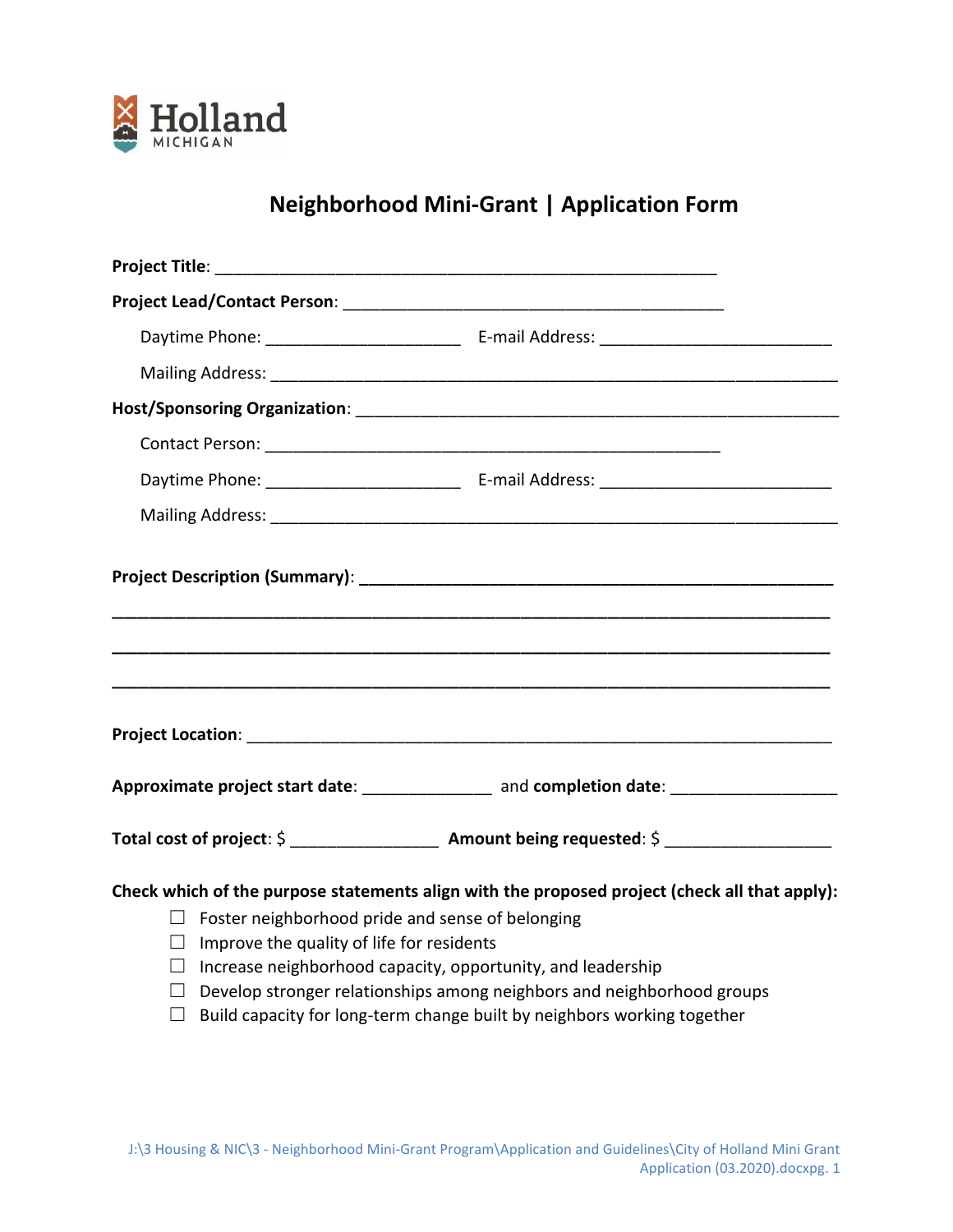Holland
MICHIGAN

# Neighborhood Mini-Grant | Application Form

**Project Title**: _______________________________________________

**Project Lead/Contact Person**: _____________________________________

Daytime Phone: ____________________ E-mail Address: ______________________

Mailing Address: ________________________________________________________

**Host/Sponsoring Organization**: ____________________________________________

Contact Person: _____________________________________________

Daytime Phone: ____________________ E-mail Address: ______________________

Mailing Address: ________________________________________________________

**Project Description (Summary)**: ______________________________________________

______________________________________________________________________

______________________________________________________________________

______________________________________________________________________

**Project Location**: ____________________________________________________________

**Approximate project start date**: _____________ and **completion date**: ________________

**Total cost of project**: $ _______________ **Amount being requested**: $ ________________

**Check which of the purpose statements align with the proposed project (check all that apply):**

- ☐ Foster neighborhood pride and sense of belonging
- ☐ Improve the quality of life for residents
- ☐ Increase neighborhood capacity, opportunity, and leadership
- ☐ Develop stronger relationships among neighbors and neighborhood groups
- ☐ Build capacity for long-term change built by neighbors working together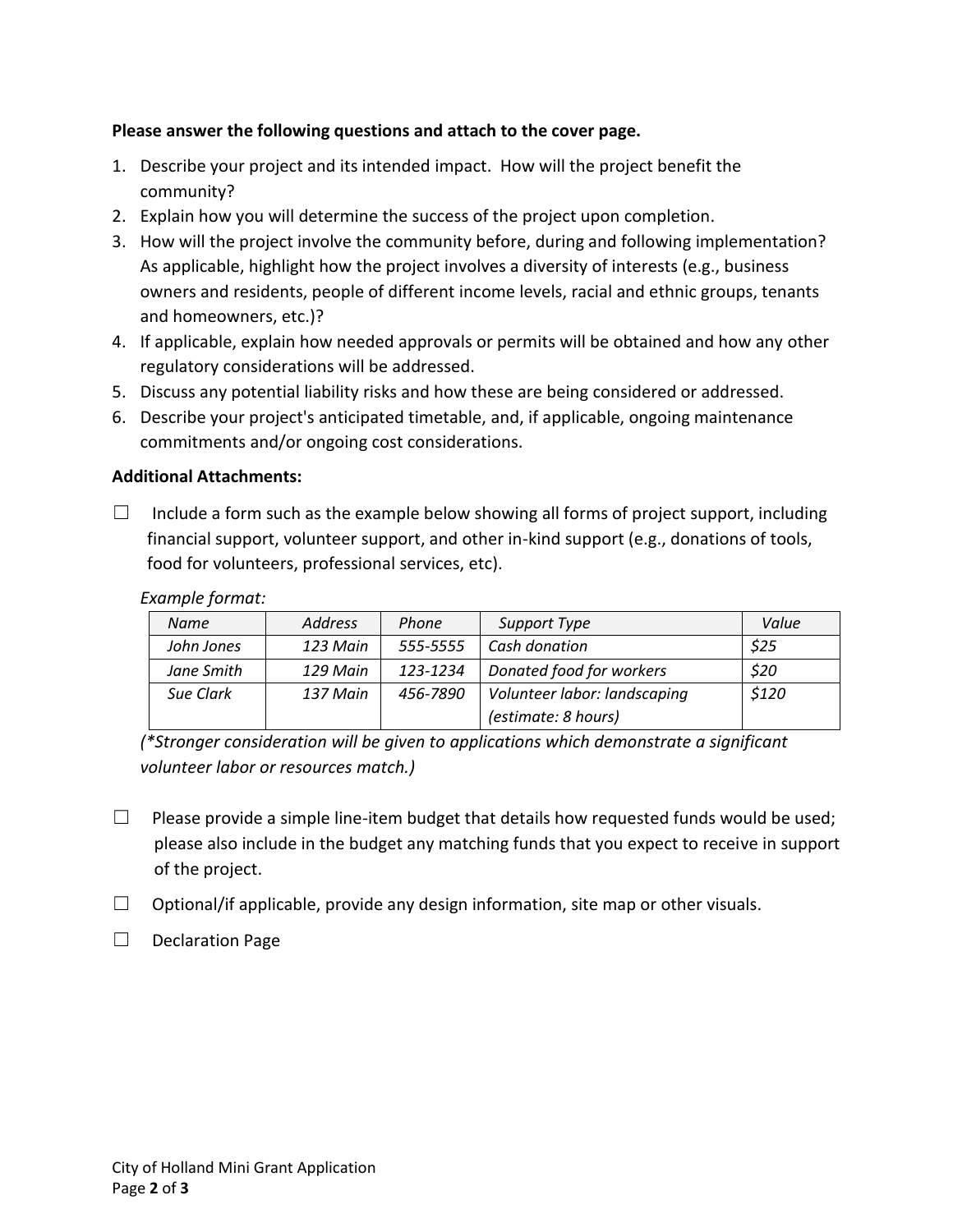**Please answer the following questions and attach to the cover page.**

1. Describe your project and its intended impact. How will the project benefit the community?
2. Explain how you will determine the success of the project upon completion.
3. How will the project involve the community before, during and following implementation? As applicable, highlight how the project involves a diversity of interests (e.g., business owners and residents, people of different income levels, racial and ethnic groups, tenants and homeowners, etc.)?
4. If applicable, explain how needed approvals or permits will be obtained and how any other regulatory considerations will be addressed.
5. Discuss any potential liability risks and how these are being considered or addressed.
6. Describe your project's anticipated timetable, and, if applicable, ongoing maintenance commitments and/or ongoing cost considerations.

**Additional Attachments:**

☐ Include a form such as the example below showing all forms of project support, including financial support, volunteer support, and other in-kind support (e.g., donations of tools, food for volunteers, professional services, etc).

*Example format:*

| *Name* | *Address* | *Phone* | *Support Type* | *Value* |
|---|---|---|---|---|
| *John Jones* | *123 Main* | *555-5555* | *Cash donation* | *$25* |
| *Jane Smith* | *129 Main* | *123-1234* | *Donated food for workers* | *$20* |
| *Sue Clark* | *137 Main* | *456-7890* | *Volunteer labor: landscaping (estimate: 8 hours)* | *$120* |

*(*Stronger consideration will be given to applications which demonstrate a significant volunteer labor or resources match.)*

☐ Please provide a simple line-item budget that details how requested funds would be used; please also include in the budget any matching funds that you expect to receive in support of the project.

☐ Optional/if applicable, provide any design information, site map or other visuals.

☐ Declaration Page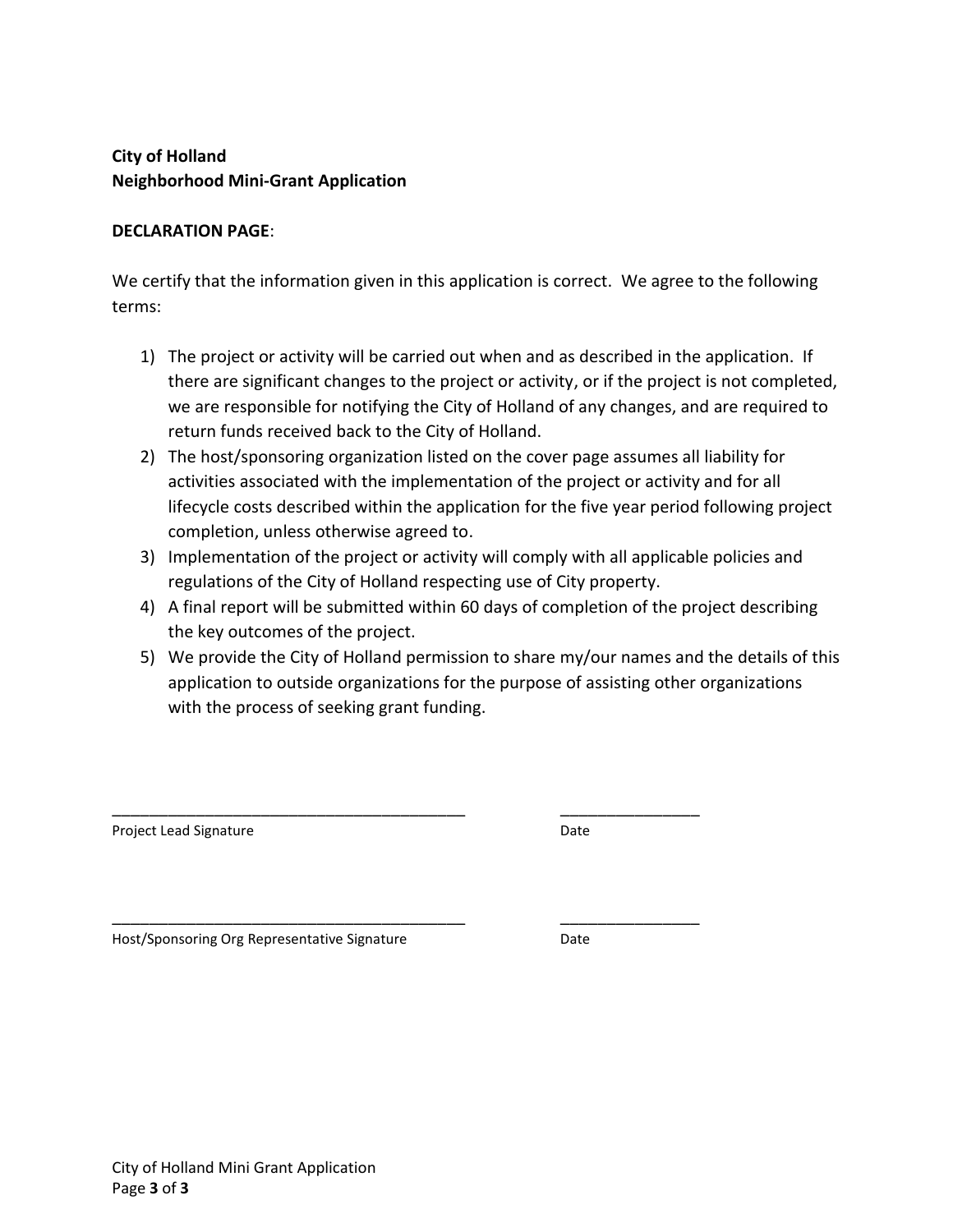**City of Holland**
**Neighborhood Mini-Grant Application**

**DECLARATION PAGE**:

We certify that the information given in this application is correct. We agree to the following terms:

1) The project or activity will be carried out when and as described in the application. If there are significant changes to the project or activity, or if the project is not completed, we are responsible for notifying the City of Holland of any changes, and are required to return funds received back to the City of Holland.
2) The host/sponsoring organization listed on the cover page assumes all liability for activities associated with the implementation of the project or activity and for all lifecycle costs described within the application for the five year period following project completion, unless otherwise agreed to.
3) Implementation of the project or activity will comply with all applicable policies and regulations of the City of Holland respecting use of City property.
4) A final report will be submitted within 60 days of completion of the project describing the key outcomes of the project.
5) We provide the City of Holland permission to share my/our names and the details of this application to outside organizations for the purpose of assisting other organizations with the process of seeking grant funding.

_________________________________________ ________________
Project Lead Signature Date

_________________________________________ ________________
Host/Sponsoring Org Representative Signature Date